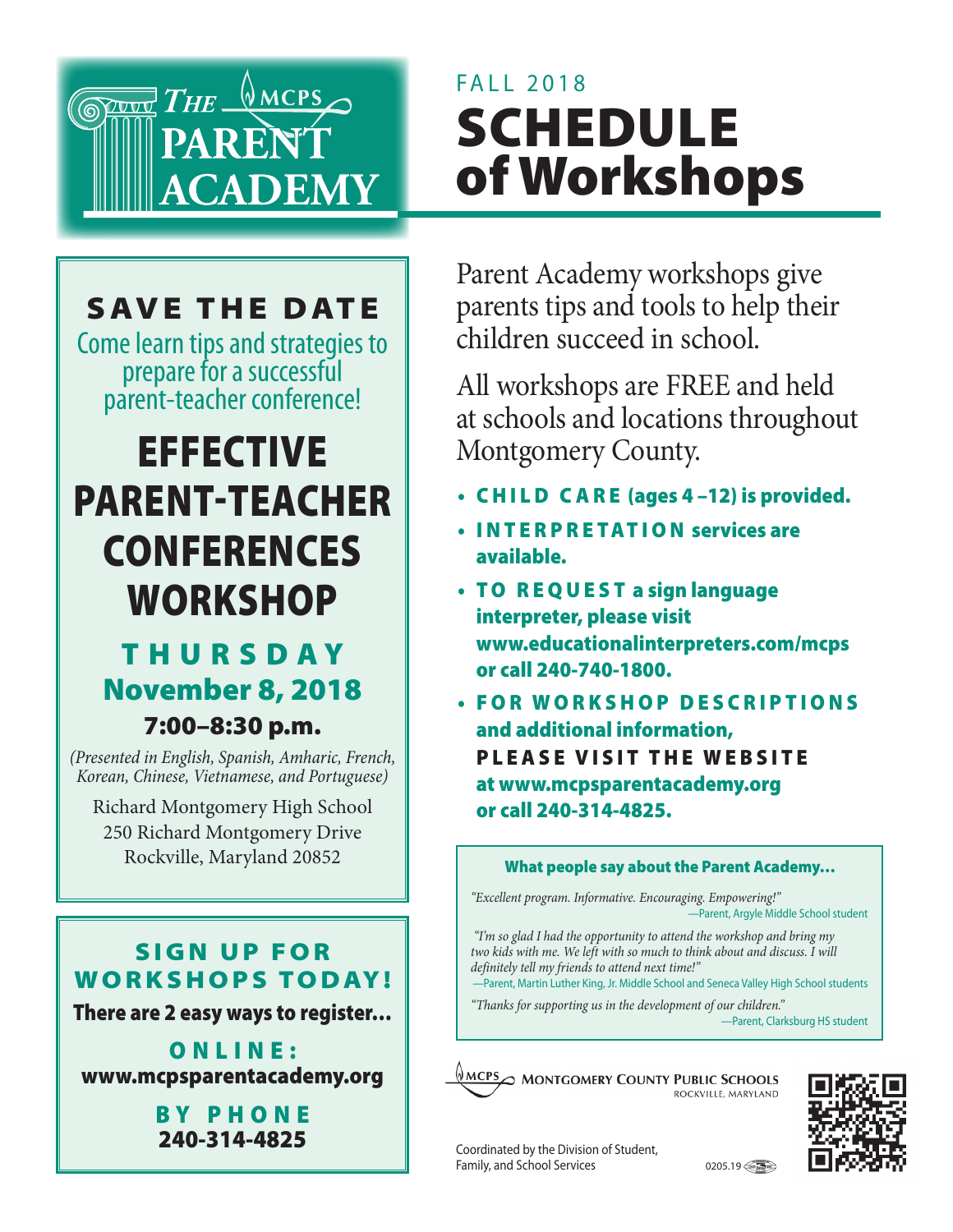# The MCPS Parent Academy

FALL 2018

# SCHEDULE of Workshops

Parent Academy workshops give parents tips and tools to help their children succeed in school.

All workshops are FREE and held at schools and locations throughout Montgomery County.

- **CHILD CARE (ages 4 –12) is provided.**
- **INTERPRETATION services are available.**
- **TO REQUEST a sign language interpreter, please visit www.educationalinterpreters.com/mcps or call 240-740-1800.**
- **FOR WORKSHOP DESCRIPTIONS and additional information, PLEASE VISIT THE WEBSITE at www.mcpsparentacademy.org or call 240-314-4825.**

## SAVE THE DATE

Come learn tips and strategies to prepare for a successful parent-teacher conference!

## EFFECTIVE PARENT-TEACHER CONFERENCES WORKSHOP

**THURSDAY**
**November 8, 2018**
**7:00–8:30 p.m.**

*(Presented in English, Spanish, Amharic, French, Korean, Chinese, Vietnamese, and Portuguese)*

Richard Montgomery High School
250 Richard Montgomery Drive
Rockville, Maryland 20852

## SIGN UP FOR WORKSHOPS TODAY!

**There are 2 easy ways to register...**

**ONLINE:**
**www.mcpsparentacademy.org**

**BY PHONE**
**240-314-4825**

### What people say about the Parent Academy...

*"Excellent program. Informative. Encouraging. Empowering!"*
—Parent, Argyle Middle School student

*"I'm so glad I had the opportunity to attend the workshop and bring my two kids with me. We left with so much to think about and discuss. I will definitely tell my friends to attend next time!"*
—Parent, Martin Luther King, Jr. Middle School and Seneca Valley High School students

*"Thanks for supporting us in the development of our children."*
—Parent, Clarksburg HS student

MCPS Montgomery County Public Schools
Rockville, Maryland

Coordinated by the Division of Student, Family, and School Services

0205.19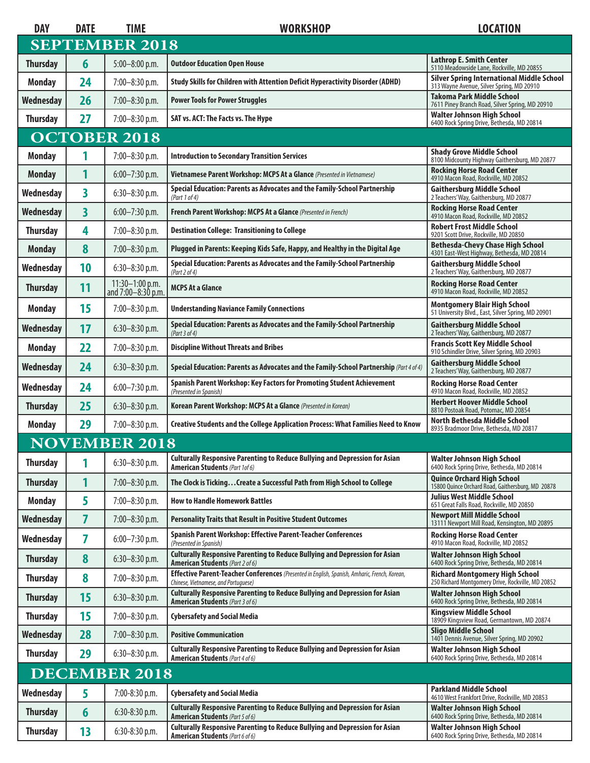| DAY | DATE | TIME | WORKSHOP | LOCATION |
|---|---|---|---|---|
| **SEPTEMBER 2018** | | | | |
| **Thursday** | **6** | 5:00–8:00 p.m. | **Outdoor Education Open House** | **Lathrop E. Smith Center** 5110 Meadowside Lane, Rockville, MD 20855 |
| **Monday** | **24** | 7:00–8:30 p.m. | **Study Skills for Children with Attention Deficit Hyperactivity Disorder (ADHD)** | **Silver Spring International Middle School** 313 Wayne Avenue, Silver Spring, MD 20910 |
| **Wednesday** | **26** | 7:00–8:30 p.m. | **Power Tools for Power Struggles** | **Takoma Park Middle School** 7611 Piney Branch Road, Silver Spring, MD 20910 |
| **Thursday** | **27** | 7:00–8:30 p.m. | **SAT vs. ACT: The Facts vs. The Hype** | **Walter Johnson High School** 6400 Rock Spring Drive, Bethesda, MD 20814 |
| **OCTOBER 2018** | | | | |
| **Monday** | **1** | 7:00–8:30 p.m. | **Introduction to Secondary Transition Services** | **Shady Grove Middle School** 8100 Midcounty Highway Gaithersburg, MD 20877 |
| **Monday** | **1** | 6:00–7:30 p.m. | **Vietnamese Parent Workshop: MCPS At a Glance** *(Presented in Vietnamese)* | **Rocking Horse Road Center** 4910 Macon Road, Rockville, MD 20852 |
| **Wednesday** | **3** | 6:30–8:30 p.m. | **Special Education: Parents as Advocates and the Family-School Partnership** *(Part 1 of 4)* | **Gaithersburg Middle School** 2 Teachers' Way, Gaithersburg, MD 20877 |
| **Wednesday** | **3** | 6:00–7:30 p.m. | **French Parent Workshop: MCPS At a Glance** *(Presented in French)* | **Rocking Horse Road Center** 4910 Macon Road, Rockville, MD 20852 |
| **Thursday** | **4** | 7:00–8:30 p.m. | **Destination College: Transitioning to College** | **Robert Frost Middle School** 9201 Scott Drive, Rockville, MD 20850 |
| **Monday** | **8** | 7:00–8:30 p.m. | **Plugged in Parents: Keeping Kids Safe, Happy, and Healthy in the Digital Age** | **Bethesda-Chevy Chase High School** 4301 East-West Highway, Bethesda, MD 20814 |
| **Wednesday** | **10** | 6:30–8:30 p.m. | **Special Education: Parents as Advocates and the Family-School Partnership** *(Part 2 of 4)* | **Gaithersburg Middle School** 2 Teachers' Way, Gaithersburg, MD 20877 |
| **Thursday** | **11** | 11:30–1:00 p.m. and 7:00–8:30 p.m. | **MCPS At a Glance** | **Rocking Horse Road Center** 4910 Macon Road, Rockville, MD 20852 |
| **Monday** | **15** | 7:00–8:30 p.m. | **Understanding Naviance Family Connections** | **Montgomery Blair High School** 51 University Blvd., East, Silver Spring, MD 20901 |
| **Wednesday** | **17** | 6:30–8:30 p.m. | **Special Education: Parents as Advocates and the Family-School Partnership** *(Part 3 of 4)* | **Gaithersburg Middle School** 2 Teachers' Way, Gaithersburg, MD 20877 |
| **Monday** | **22** | 7:00–8:30 p.m. | **Discipline Without Threats and Bribes** | **Francis Scott Key Middle School** 910 Schindler Drive, Silver Spring, MD 20903 |
| **Wednesday** | **24** | 6:30–8:30 p.m. | **Special Education: Parents as Advocates and the Family-School Partnership** *(Part 4 of 4)* | **Gaithersburg Middle School** 2 Teachers' Way, Gaithersburg, MD 20877 |
| **Wednesday** | **24** | 6:00–7:30 p.m. | **Spanish Parent Workshop: Key Factors for Promoting Student Achievement** *(Presented in Spanish)* | **Rocking Horse Road Center** 4910 Macon Road, Rockville, MD 20852 |
| **Thursday** | **25** | 6:30–8:30 p.m. | **Korean Parent Workshop: MCPS At a Glance** *(Presented in Korean)* | **Herbert Hoover Middle School** 8810 Postoak Road, Potomac, MD 20854 |
| **Monday** | **29** | 7:00–8:30 p.m. | **Creative Students and the College Application Process: What Families Need to Know** | **North Bethesda Middle School** 8935 Bradmoor Drive, Bethesda, MD 20817 |
| **NOVEMBER 2018** | | | | |
| **Thursday** | **1** | 6:30–8:30 p.m. | **Culturally Responsive Parenting to Reduce Bullying and Depression for Asian American Students** *(Part 1of 6)* | **Walter Johnson High School** 6400 Rock Spring Drive, Bethesda, MD 20814 |
| **Thursday** | **1** | 7:00–8:30 p.m. | **The Clock is Ticking…Create a Successful Path from High School to College** | **Quince Orchard High School** 15800 Quince Orchard Road, Gaithersburg, MD 20878 |
| **Monday** | **5** | 7:00–8:30 p.m. | **How to Handle Homework Battles** | **Julius West Middle School** 651 Great Falls Road, Rockville, MD 20850 |
| **Wednesday** | **7** | 7:00–8:30 p.m. | **Personality Traits that Result in Positive Student Outcomes** | **Newport Mill Middle School** 13111 Newport Mill Road, Kensington, MD 20895 |
| **Wednesday** | **7** | 6:00–7:30 p.m. | **Spanish Parent Workshop: Effective Parent-Teacher Conferences** *(Presented in Spanish)* | **Rocking Horse Road Center** 4910 Macon Road, Rockville, MD 20852 |
| **Thursday** | **8** | 6:30–8:30 p.m. | **Culturally Responsive Parenting to Reduce Bullying and Depression for Asian American Students** *(Part 2 of 6)* | **Walter Johnson High School** 6400 Rock Spring Drive, Bethesda, MD 20814 |
| **Thursday** | **8** | 7:00–8:30 p.m. | **Effective Parent-Teacher Conferences** *(Presented in English, Spanish, Amharic, French, Korean, Chinese, Vietnamese, and Portuguese)* | **Richard Montgomery High School** 250 Richard Montgomery Drive, Rockville, MD 20852 |
| **Thursday** | **15** | 6:30–8:30 p.m. | **Culturally Responsive Parenting to Reduce Bullying and Depression for Asian American Students** *(Part 3 of 6)* | **Walter Johnson High School** 6400 Rock Spring Drive, Bethesda, MD 20814 |
| **Thursday** | **15** | 7:00–8:30 p.m. | **Cybersafety and Social Media** | **Kingsview Middle School** 18909 Kingsview Road, Germantown, MD 20874 |
| **Wednesday** | **28** | 7:00–8:30 p.m. | **Positive Communication** | **Sligo Middle School** 1401 Dennis Avenue, Silver Spring, MD 20902 |
| **Thursday** | **29** | 6:30–8:30 p.m. | **Culturally Responsive Parenting to Reduce Bullying and Depression for Asian American Students** *(Part 4 of 6)* | **Walter Johnson High School** 6400 Rock Spring Drive, Bethesda, MD 20814 |
| **DECEMBER 2018** | | | | |
| **Wednesday** | **5** | 7:00-8:30 p.m. | **Cybersafety and Social Media** | **Parkland Middle School** 4610 West Frankfort Drive, Rockville, MD 20853 |
| **Thursday** | **6** | 6:30-8:30 p.m. | **Culturally Responsive Parenting to Reduce Bullying and Depression for Asian American Students** *(Part 5 of 6)* | **Walter Johnson High School** 6400 Rock Spring Drive, Bethesda, MD 20814 |
| **Thursday** | **13** | 6:30-8:30 p.m. | **Culturally Responsive Parenting to Reduce Bullying and Depression for Asian American Students** *(Part 6 of 6)* | **Walter Johnson High School** 6400 Rock Spring Drive, Bethesda, MD 20814 |